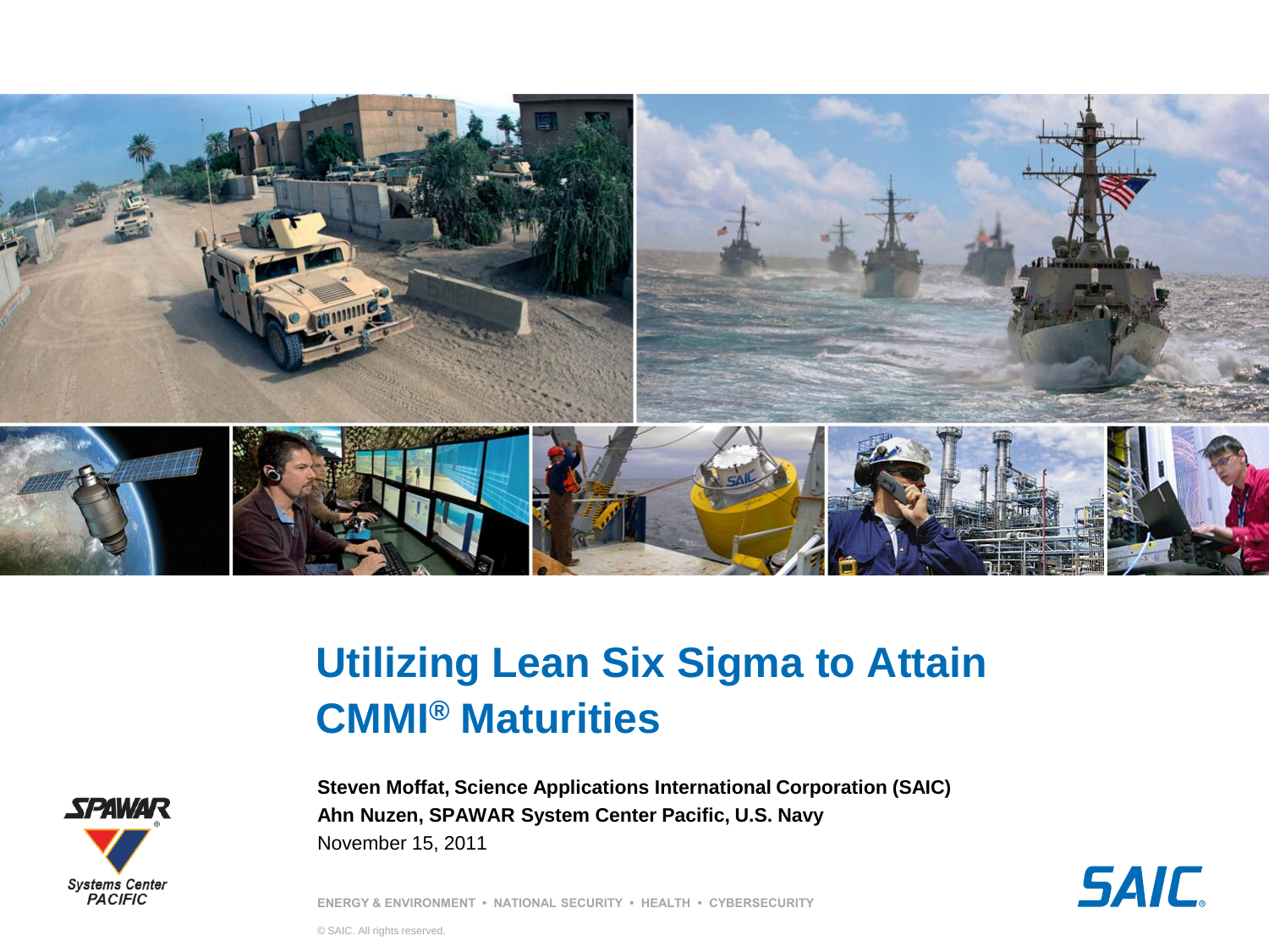# Utilizing Lean Six Sigma to Attain CMMI® Maturities

**Steven Moffat, Science Applications International Corporation (SAIC)**
**Ahn Nuzen, SPAWAR System Center Pacific, U.S. Navy**
November 15, 2011

SPAWAR Systems Center PACIFIC

ENERGY & ENVIRONMENT • NATIONAL SECURITY • HEALTH • CYBERSECURITY

SAIC

© SAIC. All rights reserved.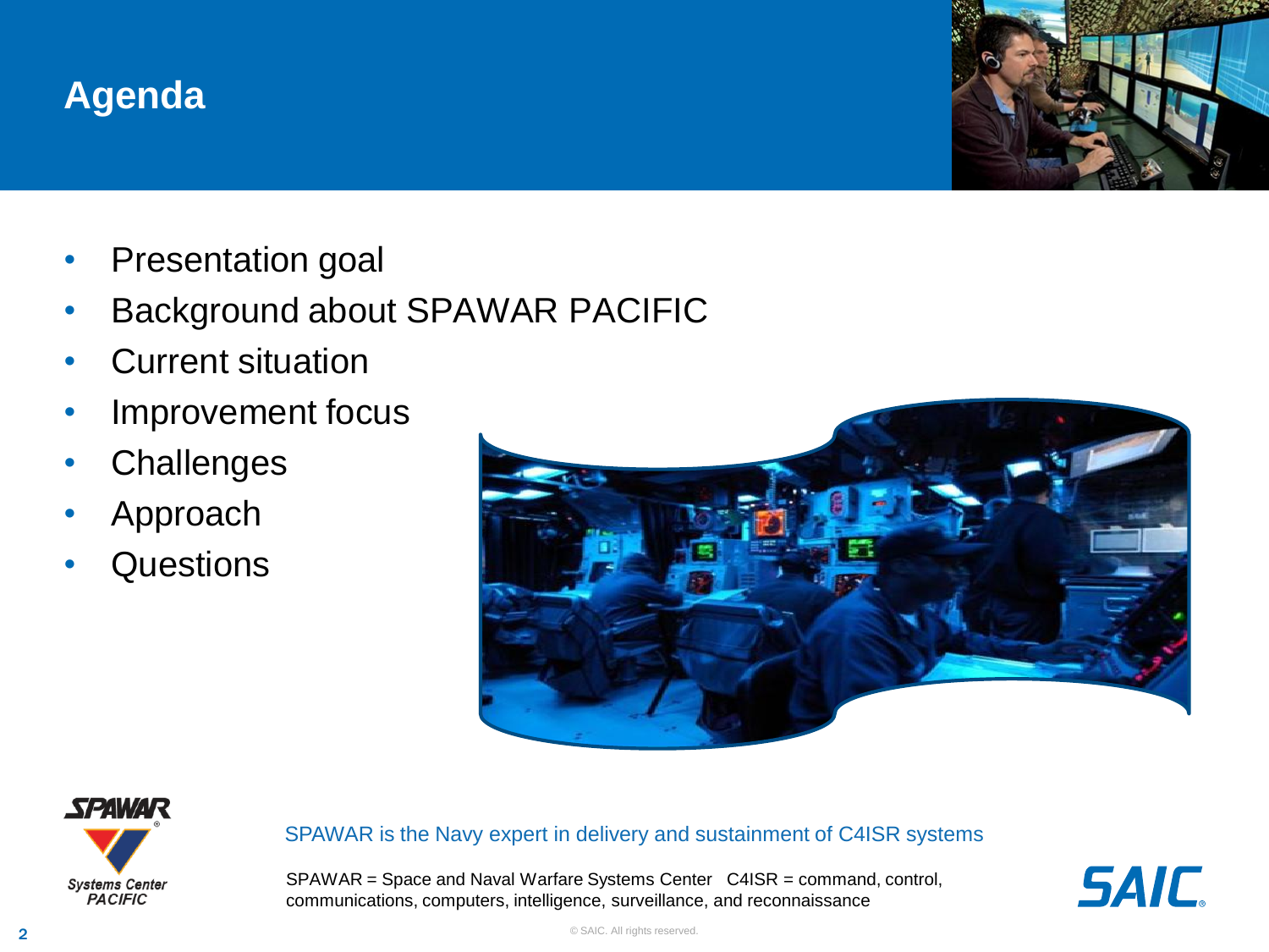# Agenda

- Presentation goal
- Background about SPAWAR PACIFIC
- Current situation
- Improvement focus
- Challenges
- Approach
- Questions

SPAWAR is the Navy expert in delivery and sustainment of C4ISR systems

SPAWAR = Space and Naval Warfare Systems Center   C4ISR = command, control, communications, computers, intelligence, surveillance, and reconnaissance

© SAIC. All rights reserved.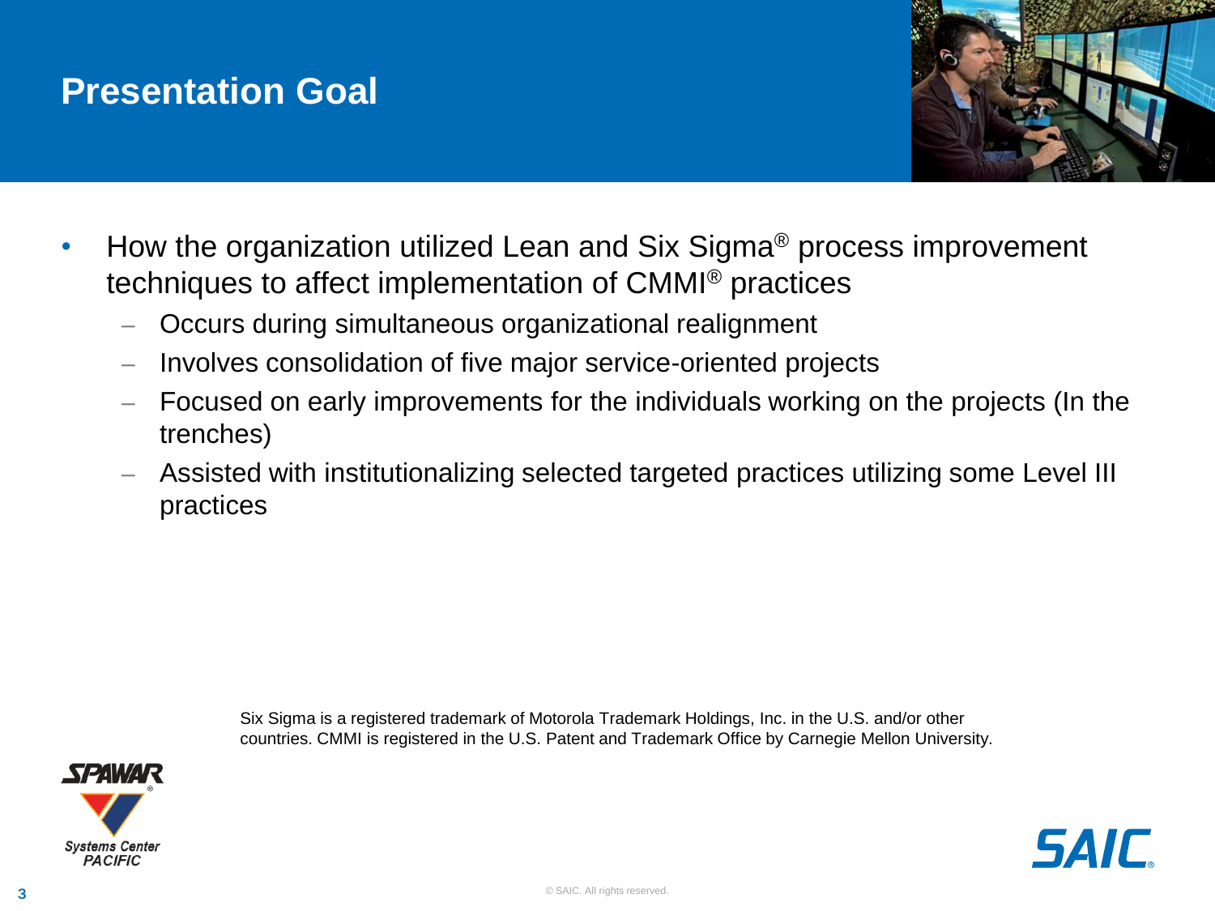# Presentation Goal

- How the organization utilized Lean and Six Sigma® process improvement techniques to affect implementation of CMMI® practices
  - Occurs during simultaneous organizational realignment
  - Involves consolidation of five major service-oriented projects
  - Focused on early improvements for the individuals working on the projects (In the trenches)
  - Assisted with institutionalizing selected targeted practices utilizing some Level III practices

Six Sigma is a registered trademark of Motorola Trademark Holdings, Inc. in the U.S. and/or other countries. CMMI is registered in the U.S. Patent and Trademark Office by Carnegie Mellon University.

SPAWAR Systems Center PACIFIC

SAIC

© SAIC. All rights reserved.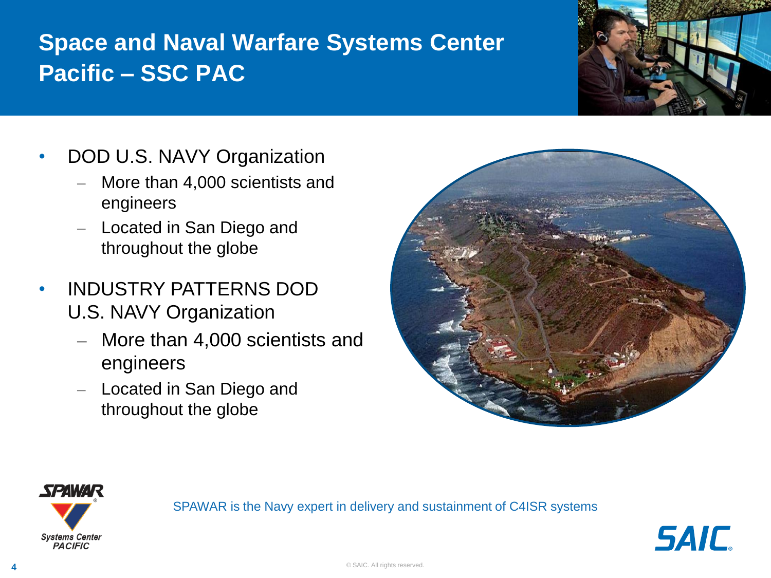# Space and Naval Warfare Systems Center Pacific – SSC PAC

- DOD U.S. NAVY Organization
  - More than 4,000 scientists and engineers
  - Located in San Diego and throughout the globe
- INDUSTRY PATTERNS DOD U.S. NAVY Organization
  - More than 4,000 scientists and engineers
  - Located in San Diego and throughout the globe

SPAWAR Systems Center PACIFIC

SPAWAR is the Navy expert in delivery and sustainment of C4ISR systems

© SAIC. All rights reserved.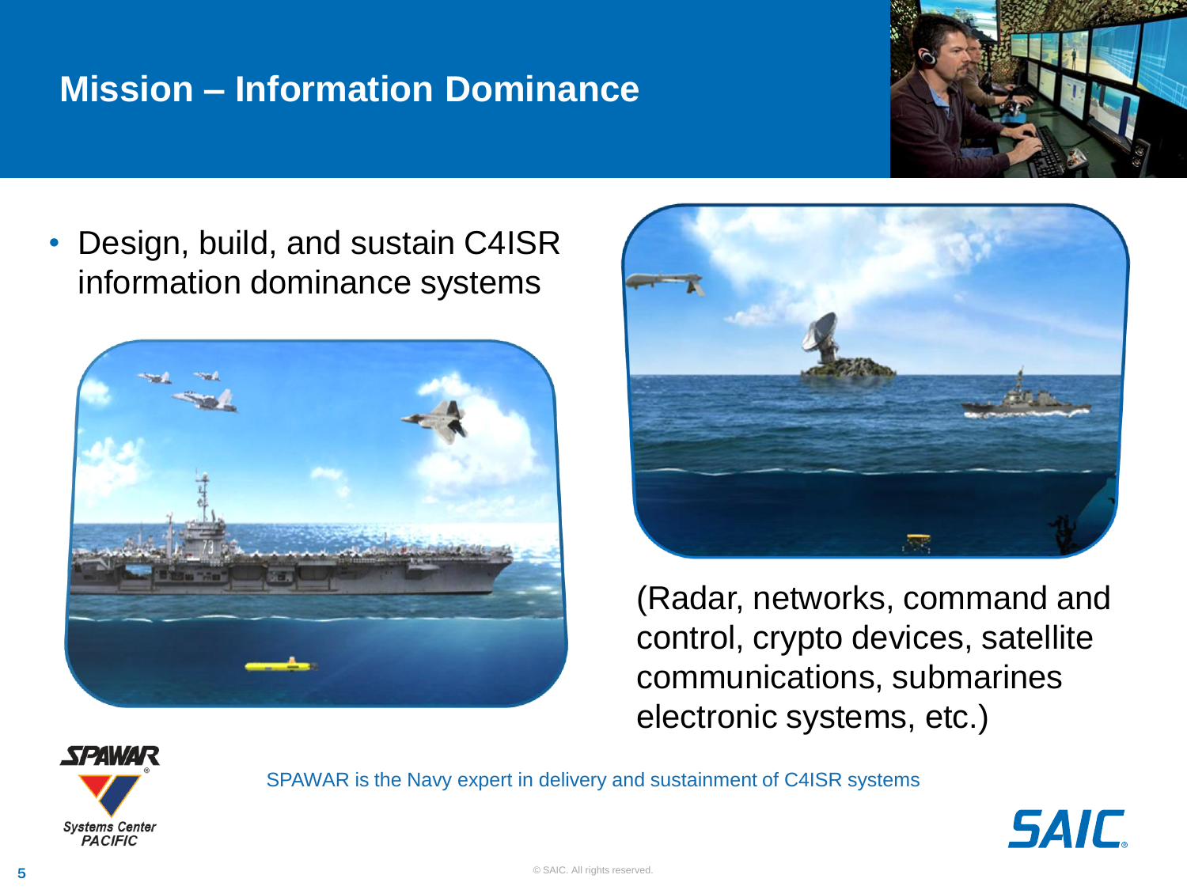# Mission – Information Dominance

- Design, build, and sustain C4ISR information dominance systems

(Radar, networks, command and control, crypto devices, satellite communications, submarines electronic systems, etc.)

SPAWAR is the Navy expert in delivery and sustainment of C4ISR systems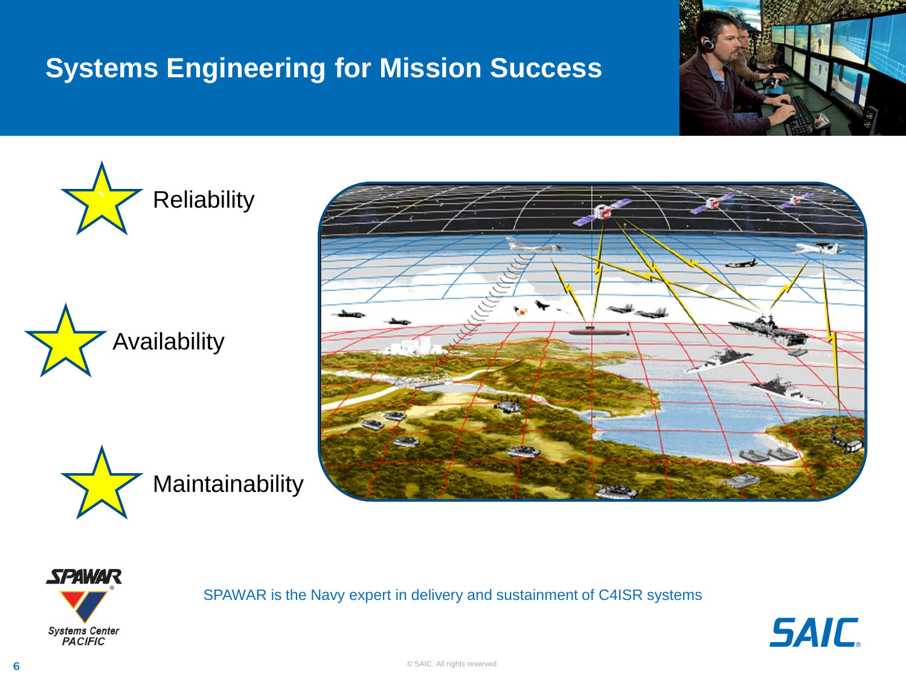# Systems Engineering for Mission Success

- Reliability
- Availability
- Maintainability

SPAWAR is the Navy expert in delivery and sustainment of C4ISR systems

© SAIC. All rights reserved.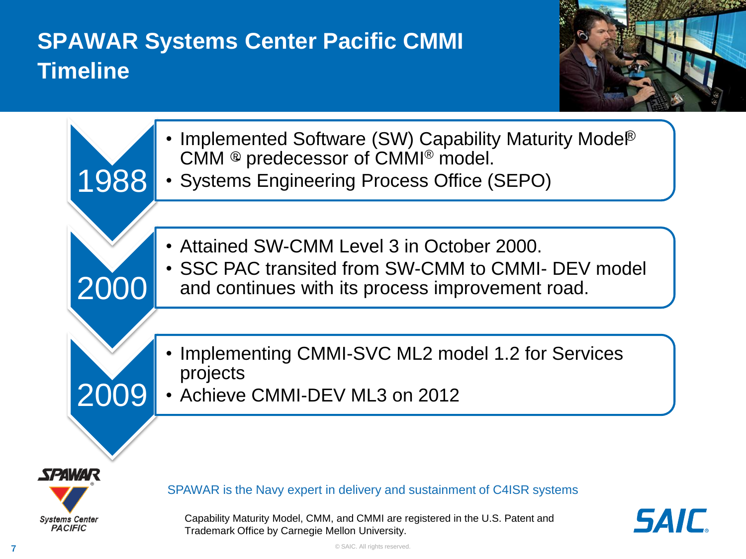# SPAWAR Systems Center Pacific CMMI Timeline

**1988**

- Implemented Software (SW) Capability Maturity Model® CMM ® predecessor of CMMI® model.
- Systems Engineering Process Office (SEPO)

**2000**

- Attained SW-CMM Level 3 in October 2000.
- SSC PAC transited from SW-CMM to CMMI- DEV model and continues with its process improvement road.

**2009**

- Implementing CMMI-SVC ML2 model 1.2 for Services projects
- Achieve CMMI-DEV ML3 on 2012

SPAWAR Systems Center PACIFIC

SPAWAR is the Navy expert in delivery and sustainment of C4ISR systems

Capability Maturity Model, CMM, and CMMI are registered in the U.S. Patent and Trademark Office by Carnegie Mellon University.

SAIC

© SAIC. All rights reserved.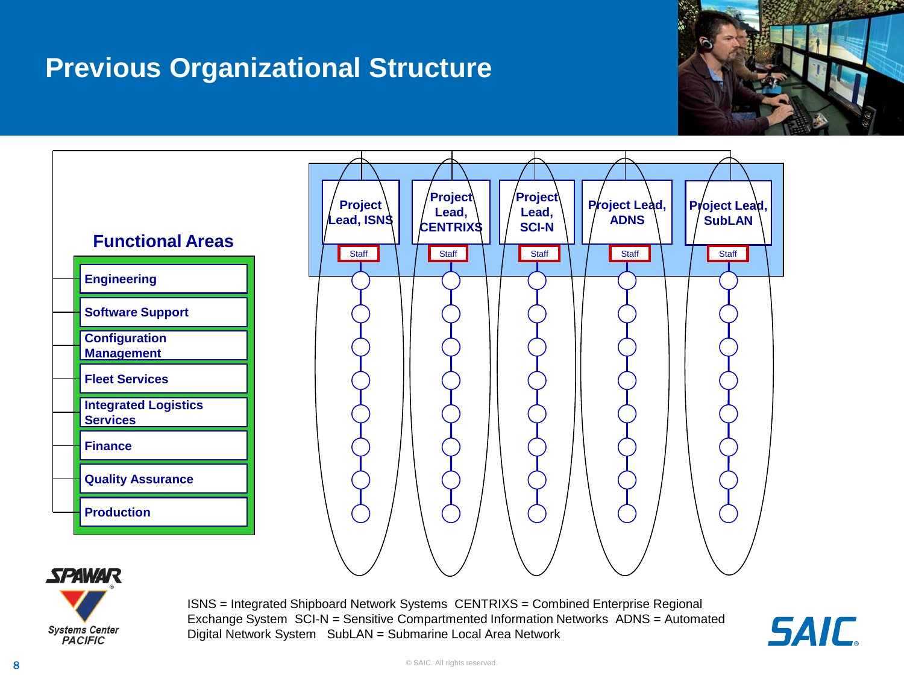# Previous Organizational Structure

## Functional Areas

- Engineering
- Software Support
- Configuration Management
- Fleet Services
- Integrated Logistics Services
- Finance
- Quality Assurance
- Production

Project Lead, ISNS — Staff

Project Lead, CENTRIXS — Staff

Project Lead, SCI-N — Staff

Project Lead, ADNS — Staff

Project Lead, SubLAN — Staff

ISNS = Integrated Shipboard Network Systems CENTRIXS = Combined Enterprise Regional Exchange System SCI-N = Sensitive Compartmented Information Networks ADNS = Automated Digital Network System SubLAN = Submarine Local Area Network

SPAWAR Systems Center PACIFIC

SAIC

© SAIC. All rights reserved.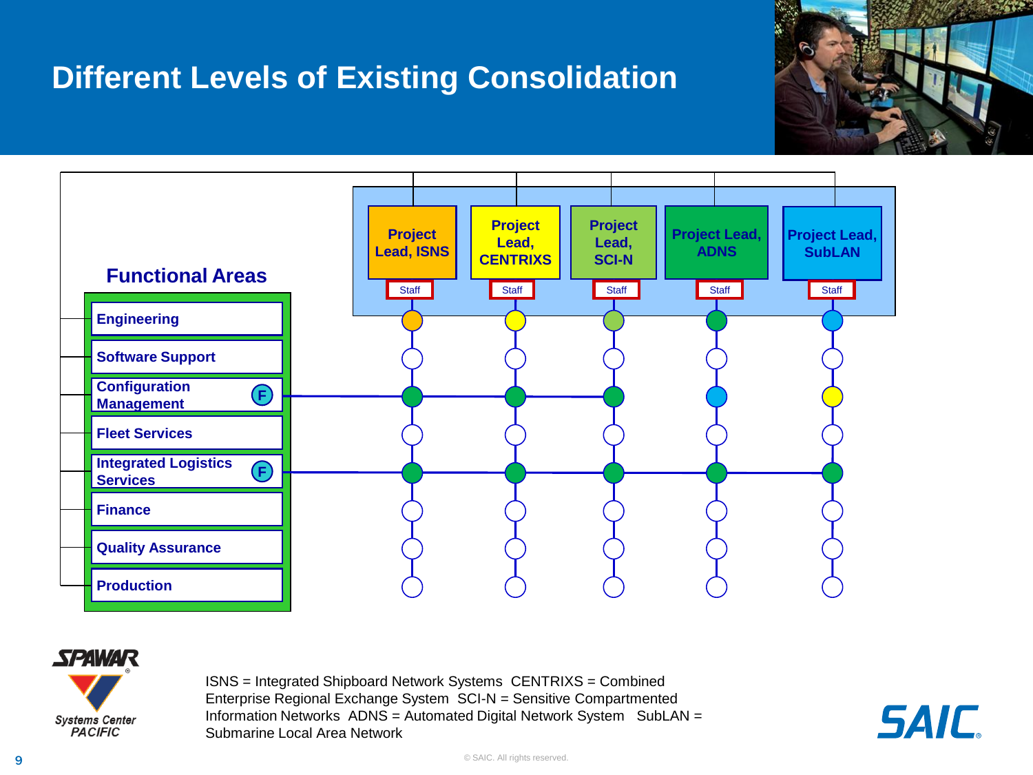# Different Levels of Existing Consolidation

| Functional Areas | Project Lead, ISNS | Project Lead, CENTRIXS | Project Lead, SCI-N | Project Lead, ADNS | Project Lead, SubLAN |
|---|---|---|---|---|---|
| | Staff | Staff | Staff | Staff | Staff |
| Engineering | | | | | |
| Software Support | | | | | |
| Configuration Management (F) | | | | | |
| Fleet Services | | | | | |
| Integrated Logistics Services (F) | | | | | |
| Finance | | | | | |
| Quality Assurance | | | | | |
| Production | | | | | |

ISNS = Integrated Shipboard Network Systems CENTRIXS = Combined Enterprise Regional Exchange System SCI-N = Sensitive Compartmented Information Networks ADNS = Automated Digital Network System SubLAN = Submarine Local Area Network

© SAIC. All rights reserved.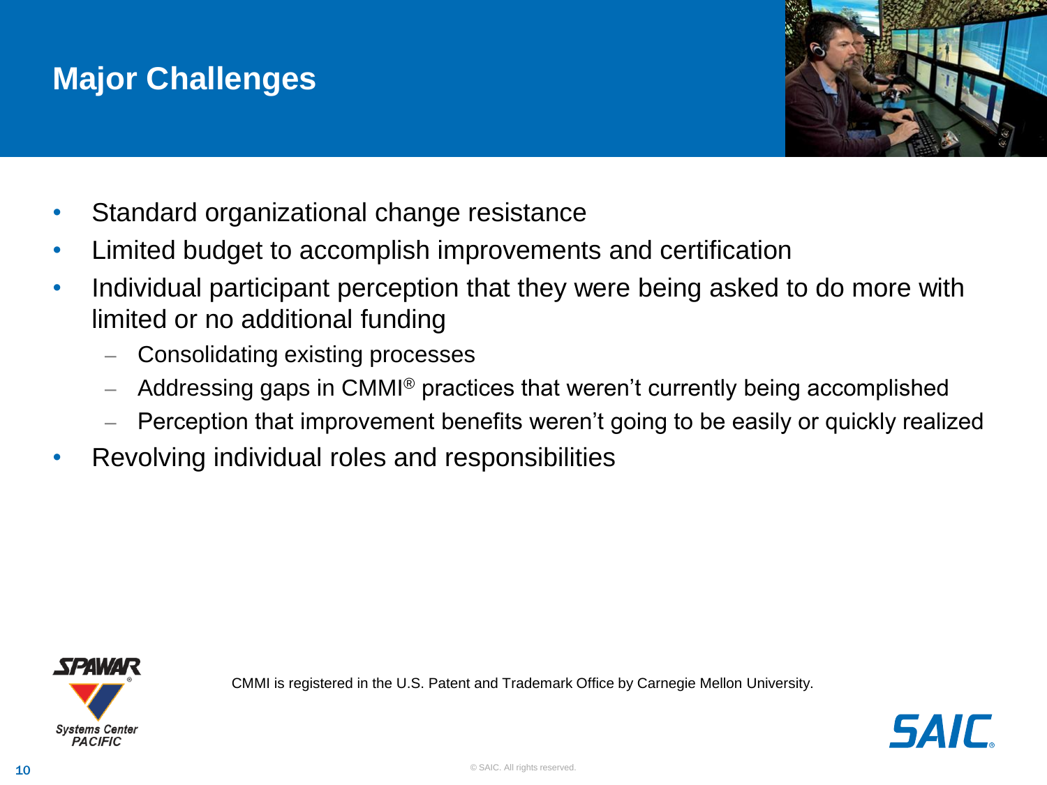# Major Challenges

- Standard organizational change resistance
- Limited budget to accomplish improvements and certification
- Individual participant perception that they were being asked to do more with limited or no additional funding
  - Consolidating existing processes
  - Addressing gaps in CMMI® practices that weren't currently being accomplished
  - Perception that improvement benefits weren't going to be easily or quickly realized
- Revolving individual roles and responsibilities

CMMI is registered in the U.S. Patent and Trademark Office by Carnegie Mellon University.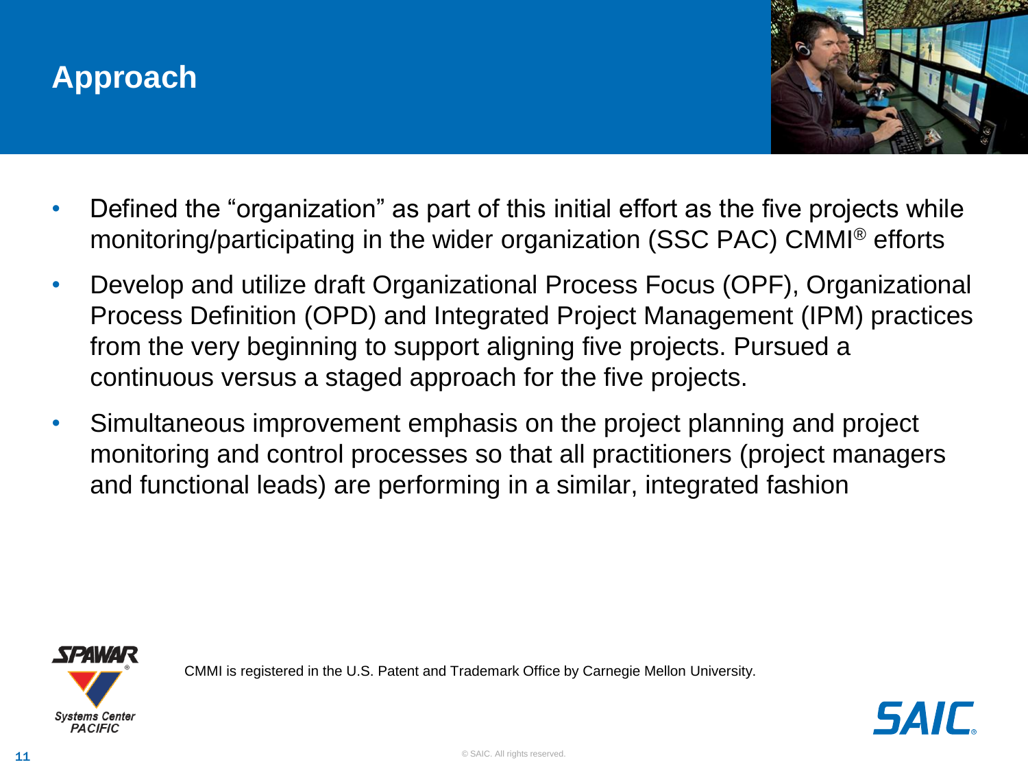# Approach

- Defined the "organization" as part of this initial effort as the five projects while monitoring/participating in the wider organization (SSC PAC) CMMI® efforts
- Develop and utilize draft Organizational Process Focus (OPF), Organizational Process Definition (OPD) and Integrated Project Management (IPM) practices from the very beginning to support aligning five projects. Pursued a continuous versus a staged approach for the five projects.
- Simultaneous improvement emphasis on the project planning and project monitoring and control processes so that all practitioners (project managers and functional leads) are performing in a similar, integrated fashion

CMMI is registered in the U.S. Patent and Trademark Office by Carnegie Mellon University.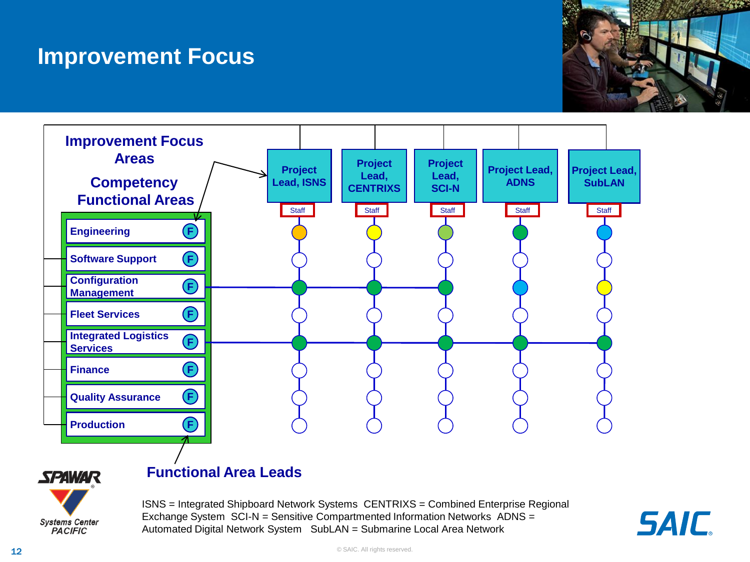# Improvement Focus

**Improvement Focus Areas**

**Competency Functional Areas**

| | Project Lead, ISNS | Project Lead, CENTRIXS | Project Lead, SCI-N | Project Lead, ADNS | Project Lead, SubLAN |
|---|---|---|---|---|---|
| | Staff | Staff | Staff | Staff | Staff |
| Engineering (F) | | | | | |
| Software Support (F) | | | | | |
| Configuration Management (F) | | | | | |
| Fleet Services (F) | | | | | |
| Integrated Logistics Services (F) | | | | | |
| Finance (F) | | | | | |
| Quality Assurance (F) | | | | | |
| Production (F) | | | | | |

**Functional Area Leads**

ISNS = Integrated Shipboard Network Systems CENTRIXS = Combined Enterprise Regional Exchange System SCI-N = Sensitive Compartmented Information Networks ADNS = Automated Digital Network System SubLAN = Submarine Local Area Network

SPAWAR Systems Center PACIFIC

SAIC

© SAIC. All rights reserved.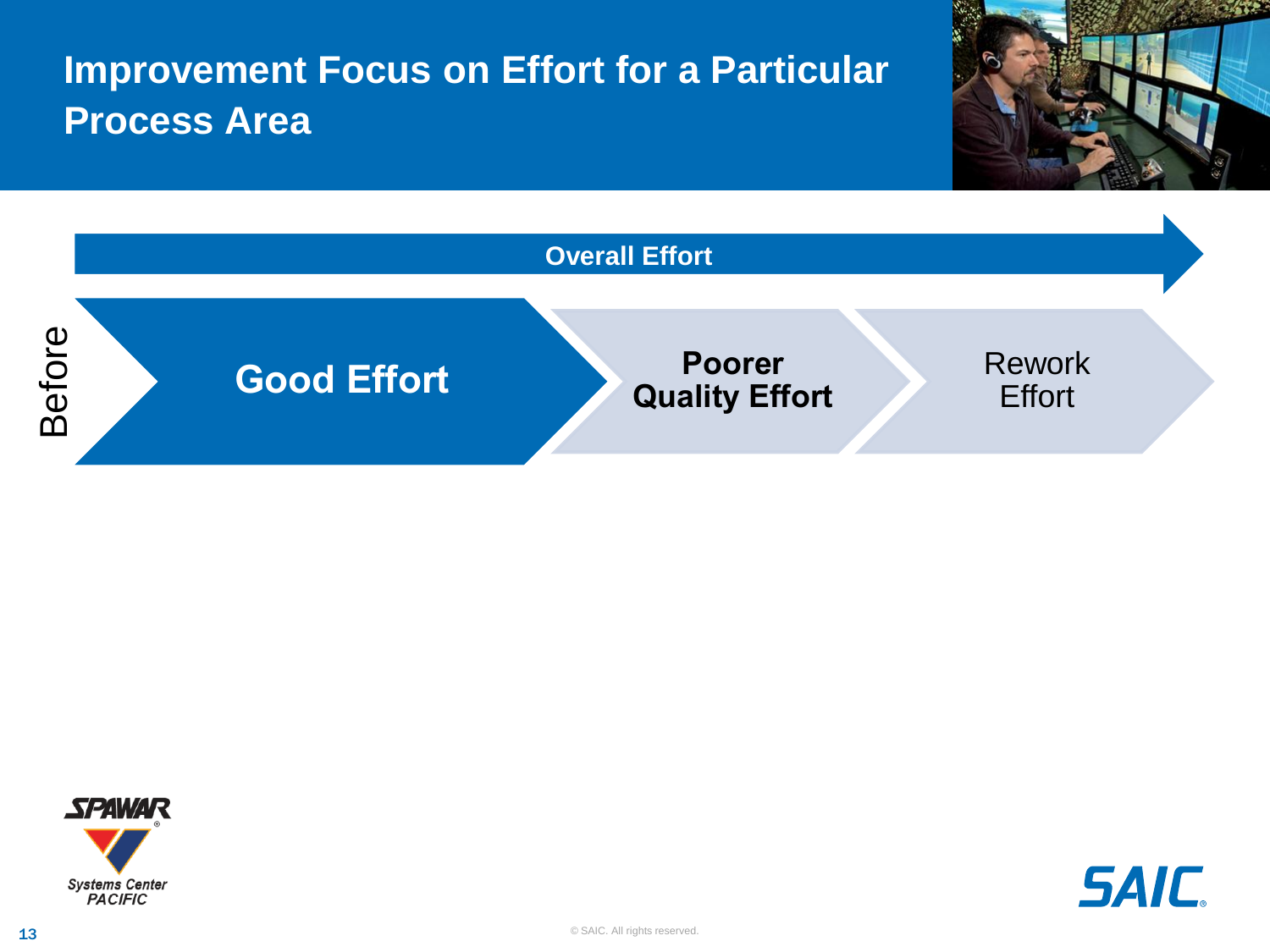# Improvement Focus on Effort for a Particular Process Area

**Overall Effort**

Before

**Good Effort** → **Poorer Quality Effort** → Rework Effort

© SAIC. All rights reserved.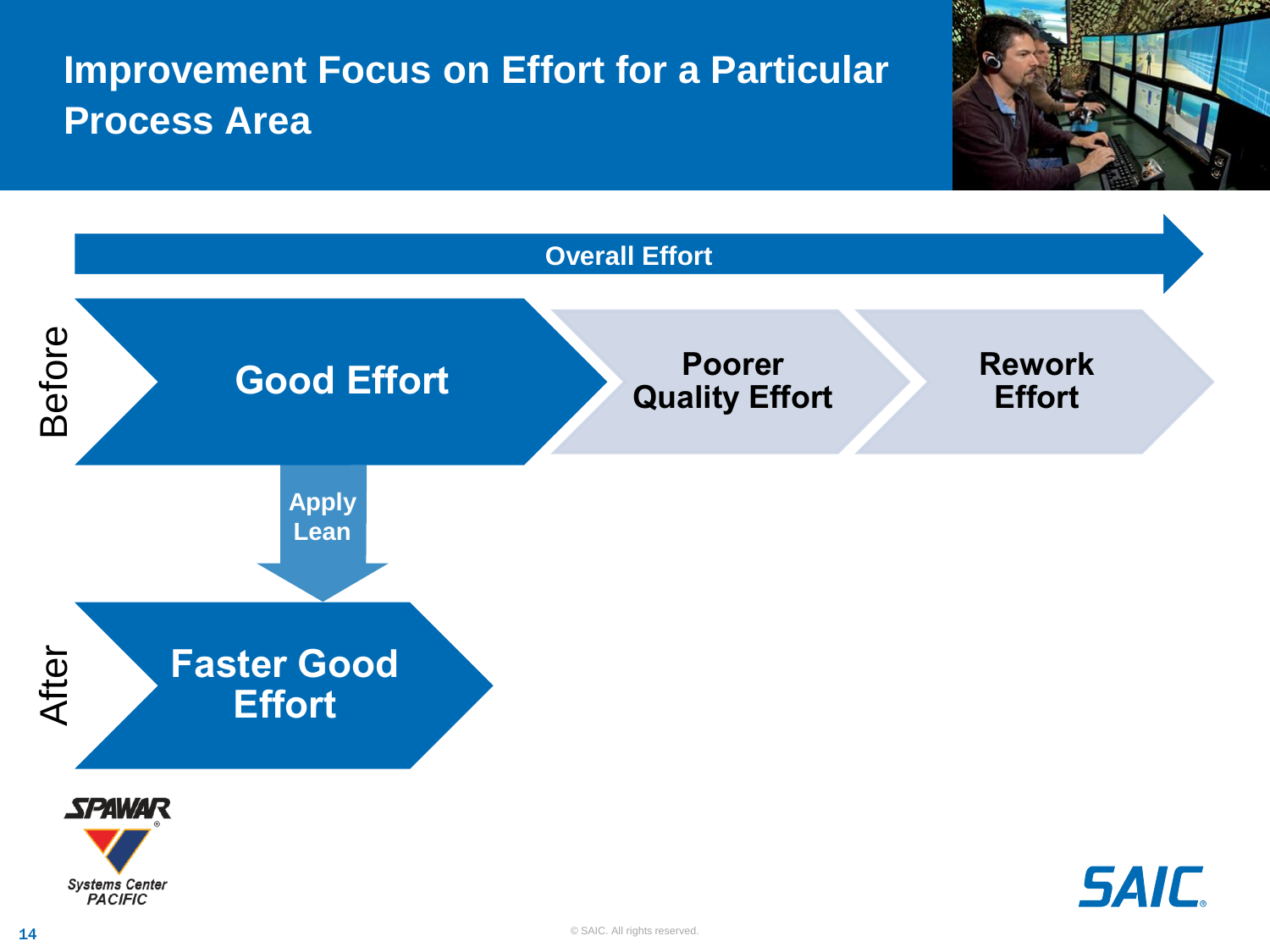# Improvement Focus on Effort for a Particular Process Area

Overall Effort

Before

Good Effort

Poorer Quality Effort

Rework Effort

Apply Lean

After

Faster Good Effort

© SAIC. All rights reserved.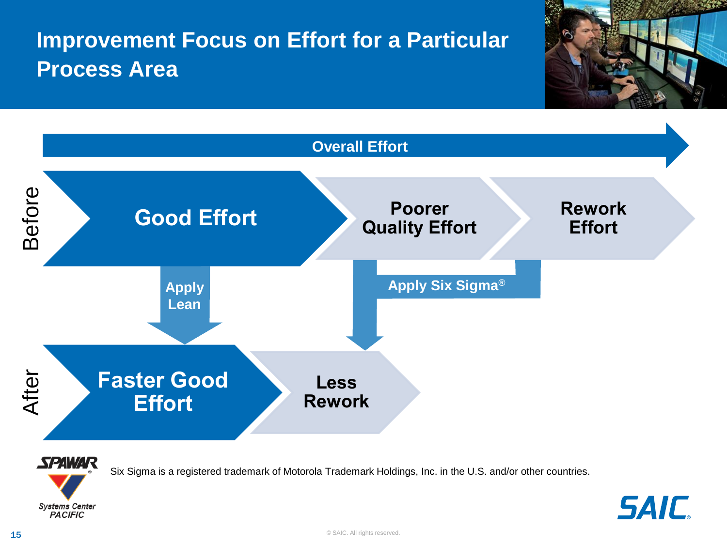# Improvement Focus on Effort for a Particular Process Area

Overall Effort

**Before**

Good Effort → Poorer Quality Effort → Rework Effort

Apply Lean

Apply Six Sigma®

**After**

Faster Good Effort → Less Rework

Six Sigma is a registered trademark of Motorola Trademark Holdings, Inc. in the U.S. and/or other countries.

© SAIC. All rights reserved.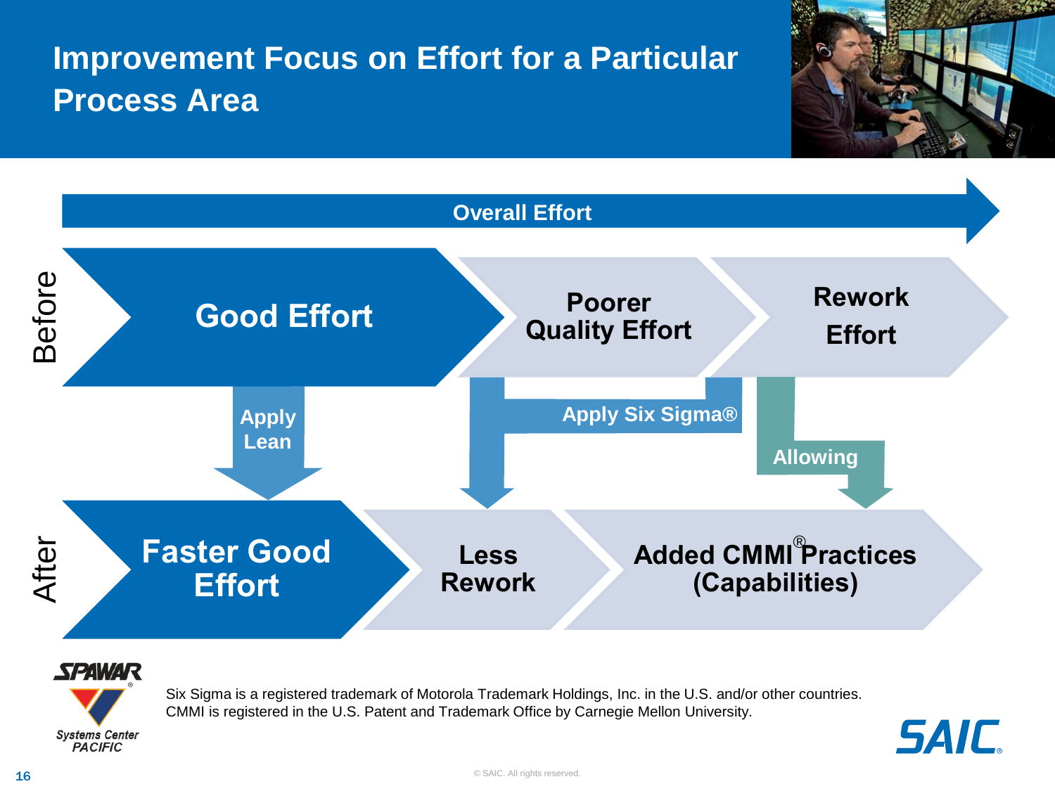# Improvement Focus on Effort for a Particular Process Area

**Overall Effort**

**Before**

- **Good Effort**
- **Poorer Quality Effort**
- **Rework Effort**

**Apply Lean**

**Apply Six Sigma®**

**Allowing**

**After**

- **Faster Good Effort**
- **Less Rework**
- **Added CMMI® Practices (Capabilities)**

Six Sigma is a registered trademark of Motorola Trademark Holdings, Inc. in the U.S. and/or other countries.
CMMI is registered in the U.S. Patent and Trademark Office by Carnegie Mellon University.

© SAIC. All rights reserved.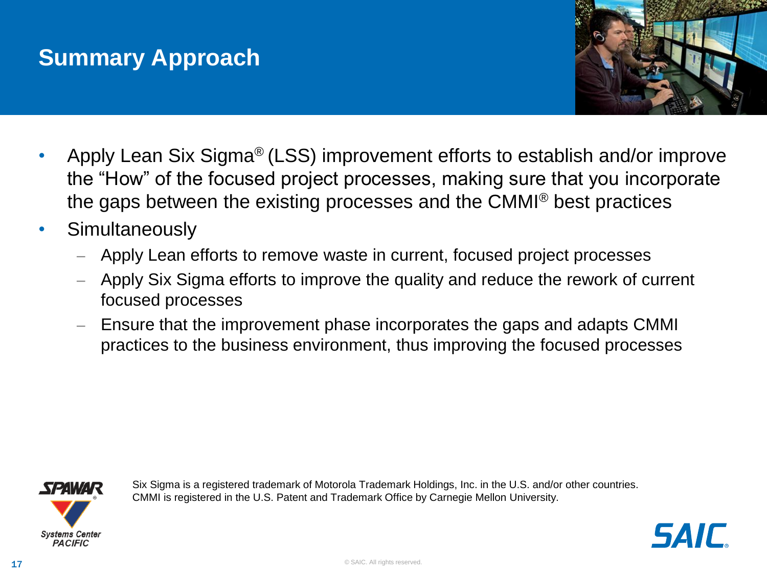## Summary Approach

- Apply Lean Six Sigma® (LSS) improvement efforts to establish and/or improve the "How" of the focused project processes, making sure that you incorporate the gaps between the existing processes and the CMMI® best practices
- Simultaneously
  - Apply Lean efforts to remove waste in current, focused project processes
  - Apply Six Sigma efforts to improve the quality and reduce the rework of current focused processes
  - Ensure that the improvement phase incorporates the gaps and adapts CMMI practices to the business environment, thus improving the focused processes

Six Sigma is a registered trademark of Motorola Trademark Holdings, Inc. in the U.S. and/or other countries.
CMMI is registered in the U.S. Patent and Trademark Office by Carnegie Mellon University.

© SAIC. All rights reserved.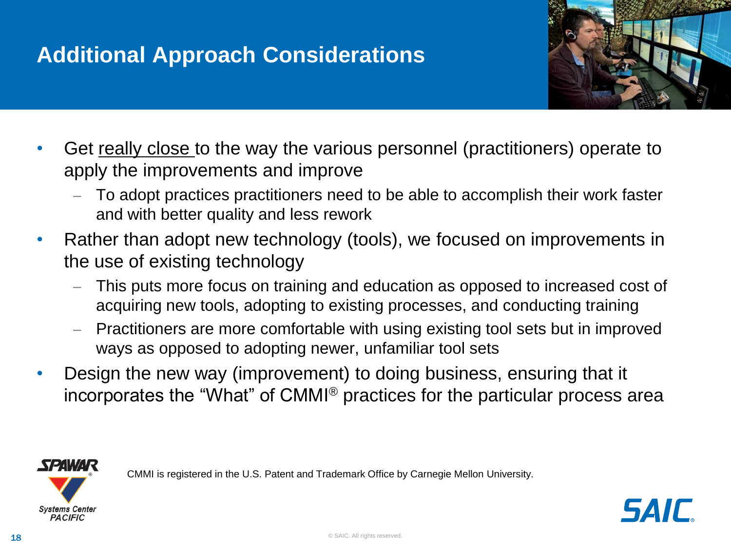# Additional Approach Considerations

- Get <u>really close</u> to the way the various personnel (practitioners) operate to apply the improvements and improve
  - To adopt practices practitioners need to be able to accomplish their work faster and with better quality and less rework
- Rather than adopt new technology (tools), we focused on improvements in the use of existing technology
  - This puts more focus on training and education as opposed to increased cost of acquiring new tools, adopting to existing processes, and conducting training
  - Practitioners are more comfortable with using existing tool sets but in improved ways as opposed to adopting newer, unfamiliar tool sets
- Design the new way (improvement) to doing business, ensuring that it incorporates the "What" of CMMI® practices for the particular process area

CMMI is registered in the U.S. Patent and Trademark Office by Carnegie Mellon University.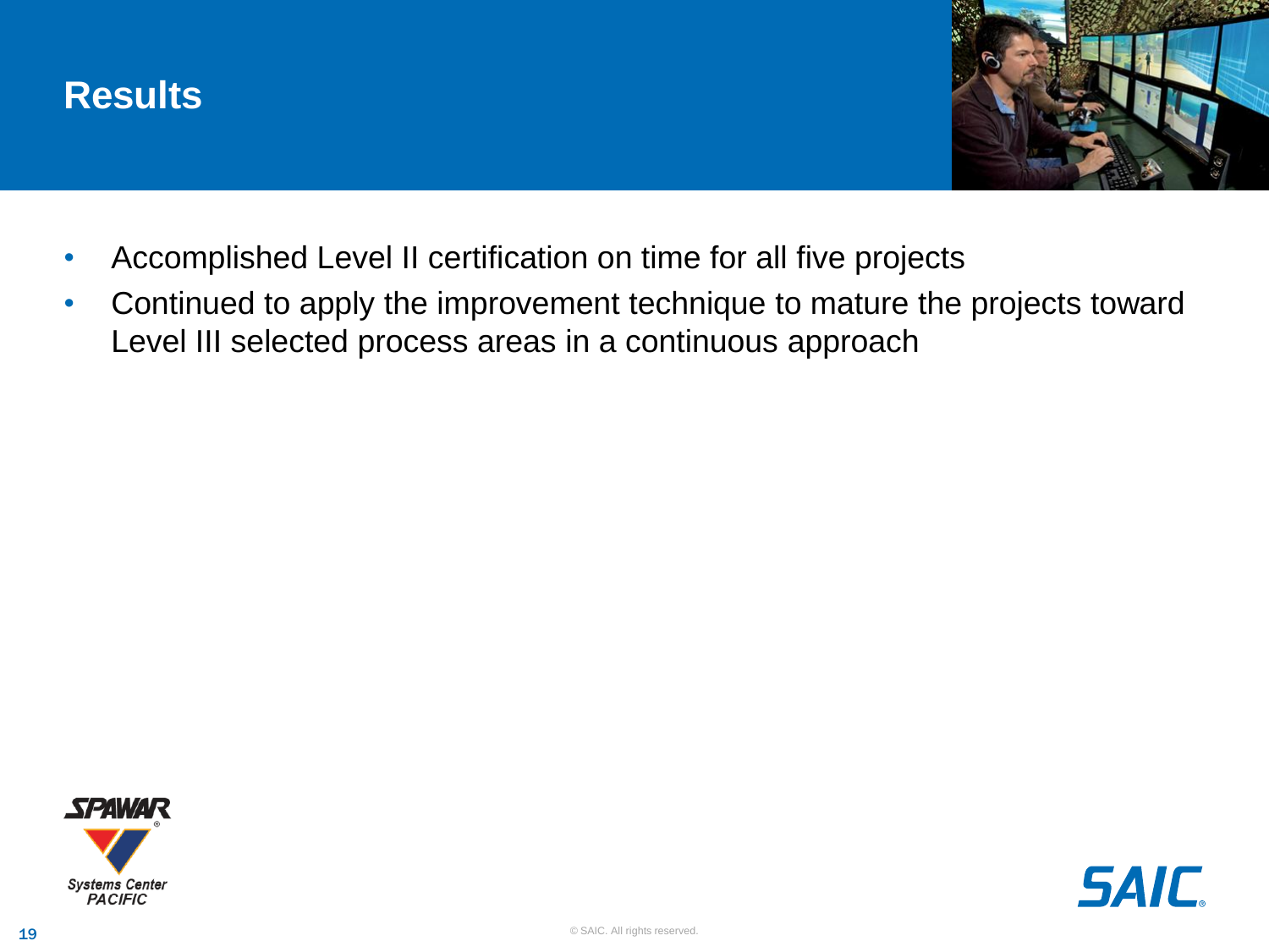# Results

- Accomplished Level II certification on time for all five projects
- Continued to apply the improvement technique to mature the projects toward Level III selected process areas in a continuous approach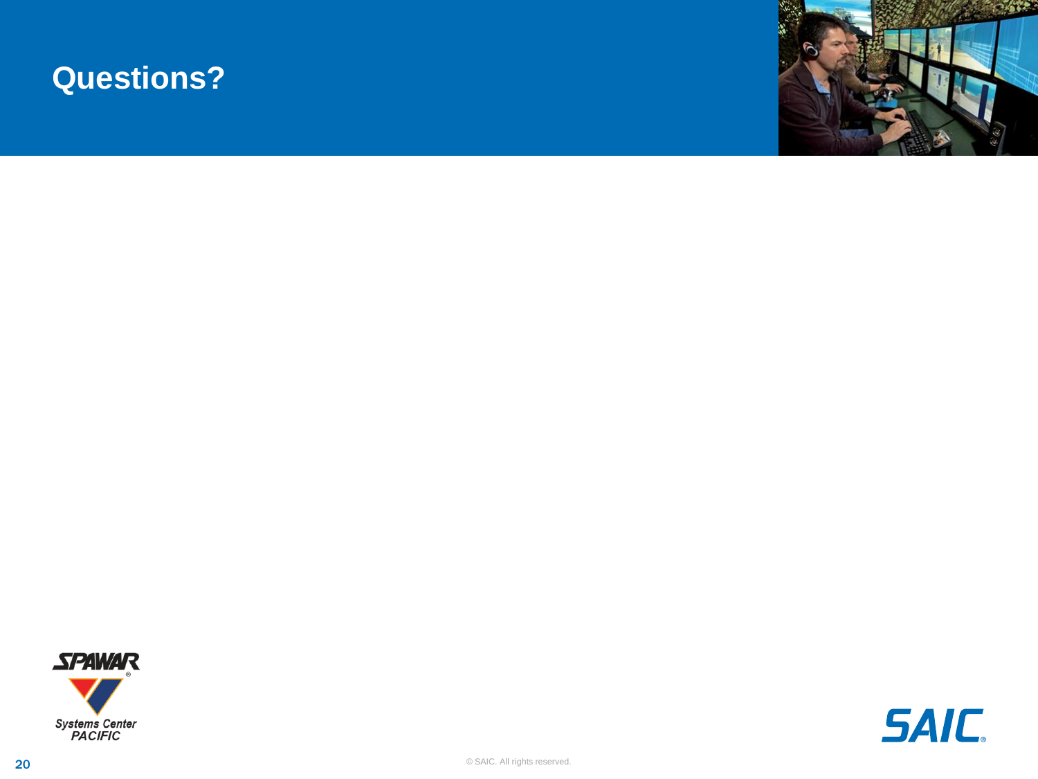# Questions?